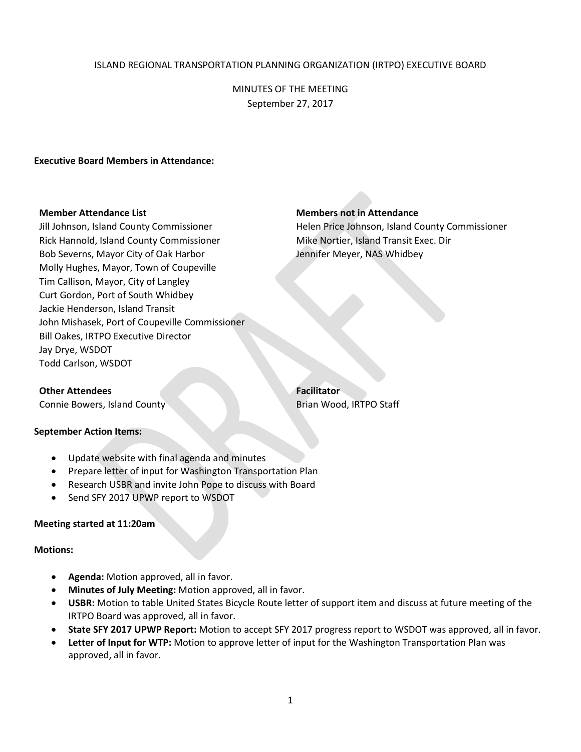ISLAND REGIONAL TRANSPORTATION PLANNING ORGANIZATION (IRTPO) EXECUTIVE BOARD

MINUTES OF THE MEETING
September 27, 2017

**Executive Board Members in Attendance:**

**Member Attendance List**
Jill Johnson, Island County Commissioner
Rick Hannold, Island County Commissioner
Bob Severns, Mayor City of Oak Harbor
Molly Hughes, Mayor, Town of Coupeville
Tim Callison, Mayor, City of Langley
Curt Gordon, Port of South Whidbey
Jackie Henderson, Island Transit
John Mishasek, Port of Coupeville Commissioner
Bill Oakes, IRTPO Executive Director
Jay Drye, WSDOT
Todd Carlson, WSDOT

**Members not in Attendance**
Helen Price Johnson, Island County Commissioner
Mike Nortier, Island Transit Exec. Dir
Jennifer Meyer, NAS Whidbey

**Other Attendees**
Connie Bowers, Island County

**Facilitator**
Brian Wood, IRTPO Staff

**September Action Items:**

- Update website with final agenda and minutes
- Prepare letter of input for Washington Transportation Plan
- Research USBR and invite John Pope to discuss with Board
- Send SFY 2017 UPWP report to WSDOT

**Meeting started at 11:20am**

**Motions:**

- **Agenda:** Motion approved, all in favor.
- **Minutes of July Meeting:** Motion approved, all in favor.
- **USBR:** Motion to table United States Bicycle Route letter of support item and discuss at future meeting of the IRTPO Board was approved, all in favor.
- **State SFY 2017 UPWP Report:** Motion to accept SFY 2017 progress report to WSDOT was approved, all in favor.
- **Letter of Input for WTP:** Motion to approve letter of input for the Washington Transportation Plan was approved, all in favor.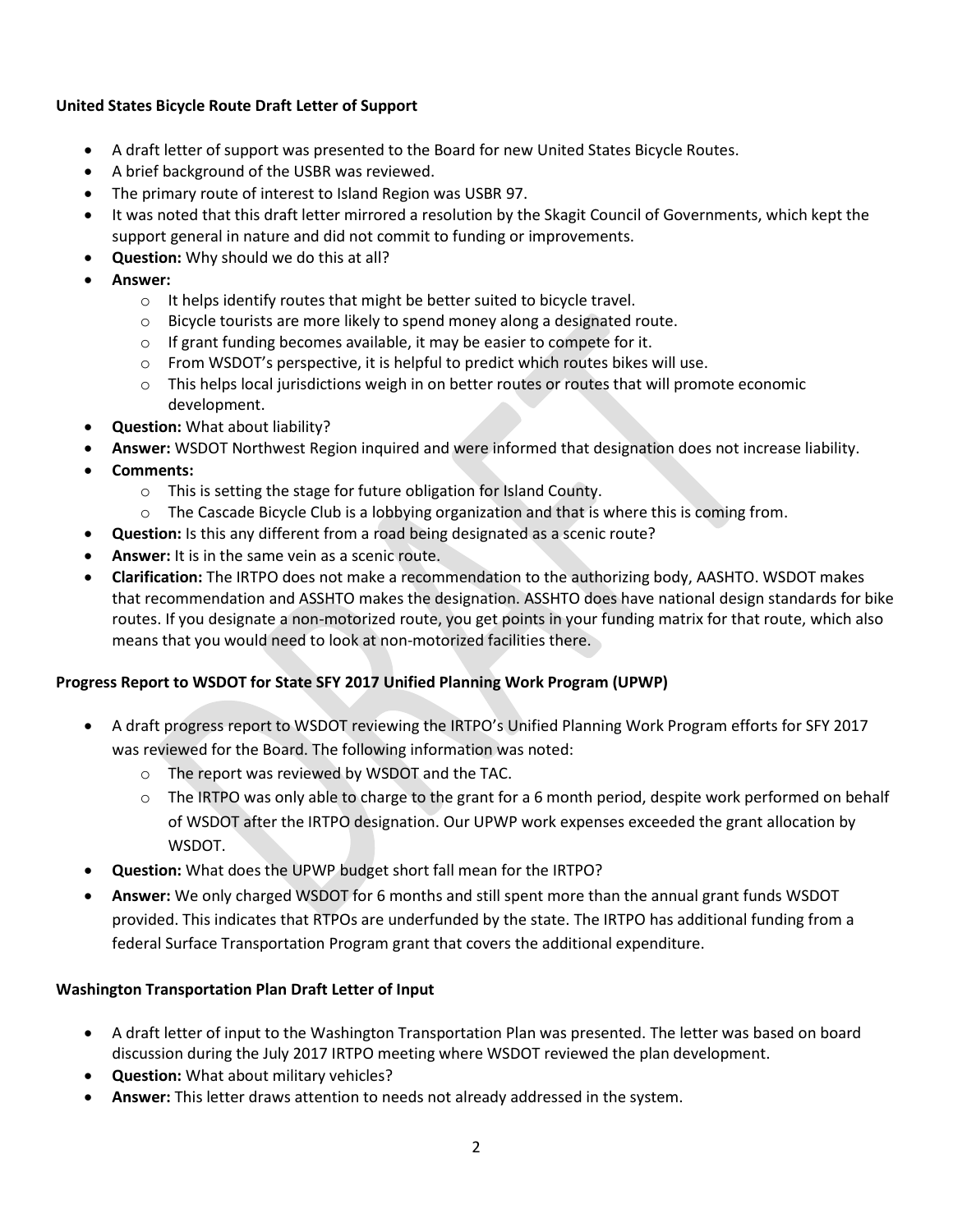**United States Bicycle Route Draft Letter of Support**

- A draft letter of support was presented to the Board for new United States Bicycle Routes.
- A brief background of the USBR was reviewed.
- The primary route of interest to Island Region was USBR 97.
- It was noted that this draft letter mirrored a resolution by the Skagit Council of Governments, which kept the support general in nature and did not commit to funding or improvements.
- **Question:** Why should we do this at all?
- **Answer:**
  - It helps identify routes that might be better suited to bicycle travel.
  - Bicycle tourists are more likely to spend money along a designated route.
  - If grant funding becomes available, it may be easier to compete for it.
  - From WSDOT's perspective, it is helpful to predict which routes bikes will use.
  - This helps local jurisdictions weigh in on better routes or routes that will promote economic development.
- **Question:** What about liability?
- **Answer:** WSDOT Northwest Region inquired and were informed that designation does not increase liability.
- **Comments:**
  - This is setting the stage for future obligation for Island County.
  - The Cascade Bicycle Club is a lobbying organization and that is where this is coming from.
- **Question:** Is this any different from a road being designated as a scenic route?
- **Answer:** It is in the same vein as a scenic route.
- **Clarification:** The IRTPO does not make a recommendation to the authorizing body, AASHTO. WSDOT makes that recommendation and ASSHTO makes the designation. ASSHTO does have national design standards for bike routes. If you designate a non-motorized route, you get points in your funding matrix for that route, which also means that you would need to look at non-motorized facilities there.

**Progress Report to WSDOT for State SFY 2017 Unified Planning Work Program (UPWP)**

- A draft progress report to WSDOT reviewing the IRTPO's Unified Planning Work Program efforts for SFY 2017 was reviewed for the Board. The following information was noted:
  - The report was reviewed by WSDOT and the TAC.
  - The IRTPO was only able to charge to the grant for a 6 month period, despite work performed on behalf of WSDOT after the IRTPO designation. Our UPWP work expenses exceeded the grant allocation by WSDOT.
- **Question:** What does the UPWP budget short fall mean for the IRTPO?
- **Answer:** We only charged WSDOT for 6 months and still spent more than the annual grant funds WSDOT provided. This indicates that RTPOs are underfunded by the state. The IRTPO has additional funding from a federal Surface Transportation Program grant that covers the additional expenditure.

**Washington Transportation Plan Draft Letter of Input**

- A draft letter of input to the Washington Transportation Plan was presented. The letter was based on board discussion during the July 2017 IRTPO meeting where WSDOT reviewed the plan development.
- **Question:** What about military vehicles?
- **Answer:** This letter draws attention to needs not already addressed in the system.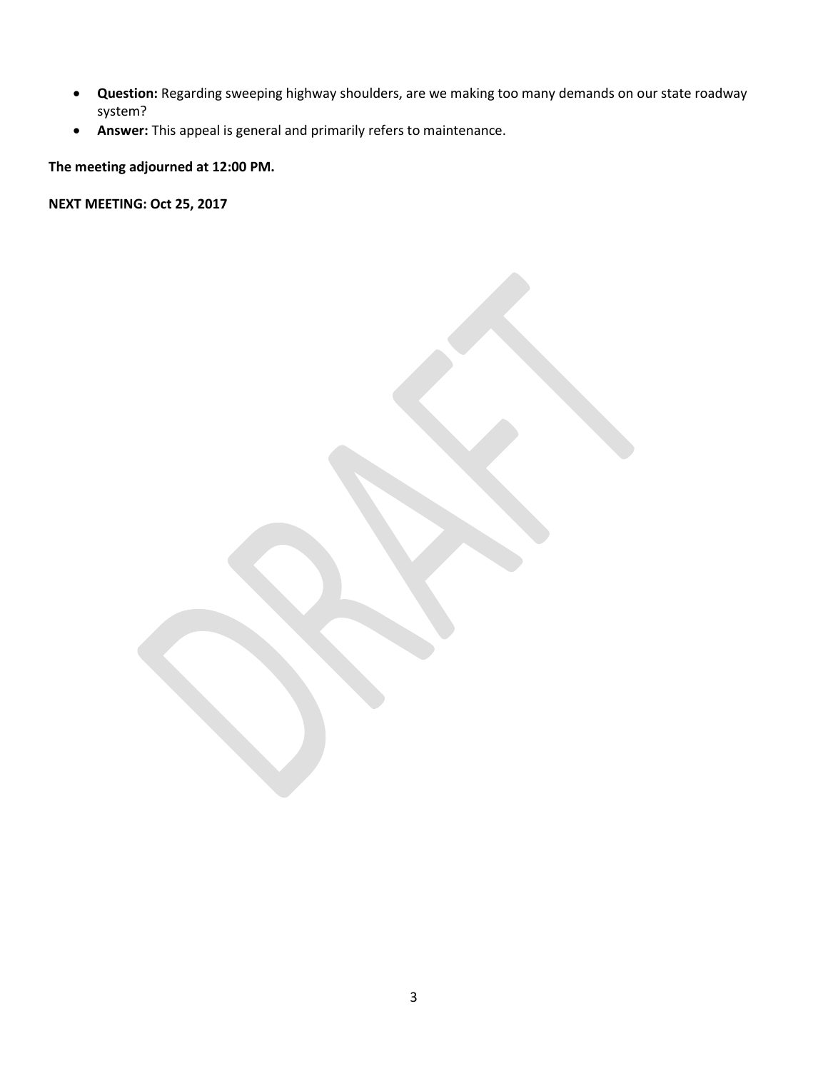- **Question:** Regarding sweeping highway shoulders, are we making too many demands on our state roadway system?
- **Answer:** This appeal is general and primarily refers to maintenance.

**The meeting adjourned at 12:00 PM.**

**NEXT MEETING: Oct 25, 2017**